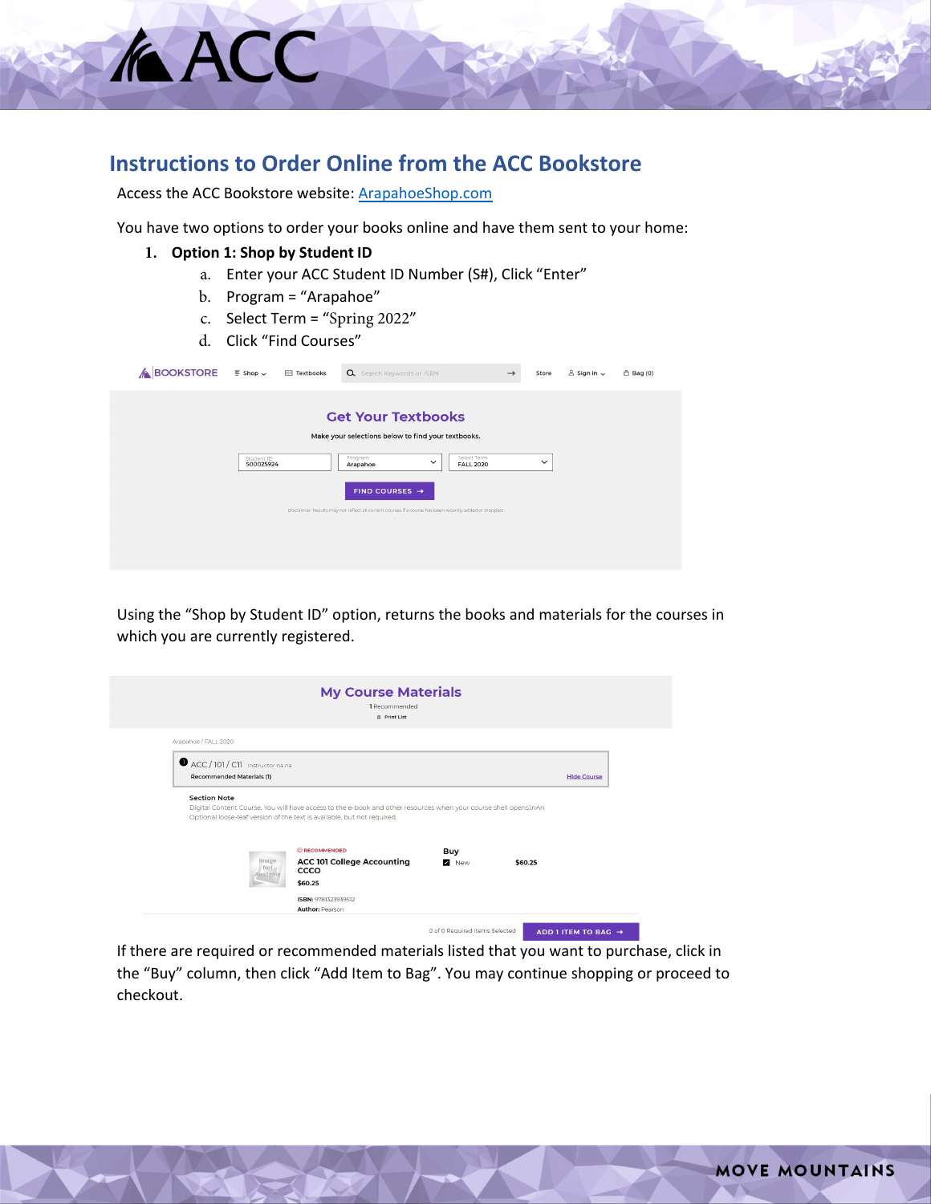# Instructions to Order Online from the ACC Bookstore

Access the ACC Bookstore website: [ArapahoeShop.com](ArapahoeShop.com)

You have two options to order your books online and have them sent to your home:

1. **Option 1: Shop by Student ID**
   a. Enter your ACC Student ID Number (S#), Click "Enter"
   b. Program = "Arapahoe"
   c. Select Term = "Spring 2022"
   d. Click "Find Courses"

Using the "Shop by Student ID" option, returns the books and materials for the courses in which you are currently registered.

If there are required or recommended materials listed that you want to purchase, click in the "Buy" column, then click "Add Item to Bag". You may continue shopping or proceed to checkout.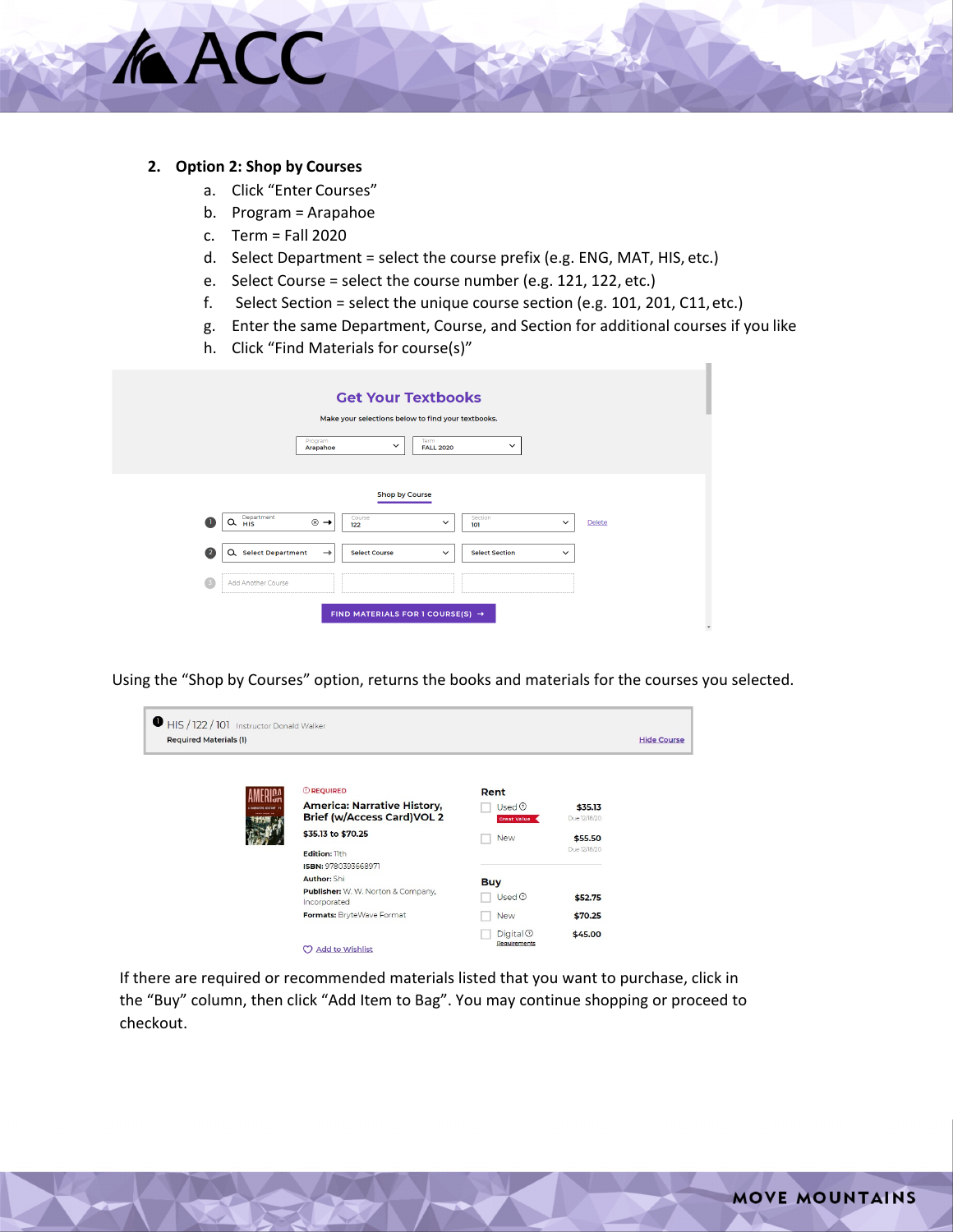2. **Option 2: Shop by Courses**
   a. Click "Enter Courses"
   b. Program = Arapahoe
   c. Term = Fall 2020
   d. Select Department = select the course prefix (e.g. ENG, MAT, HIS, etc.)
   e. Select Course = select the course number (e.g. 121, 122, etc.)
   f. Select Section = select the unique course section (e.g. 101, 201, C11, etc.)
   g. Enter the same Department, Course, and Section for additional courses if you like
   h. Click "Find Materials for course(s)"

Using the "Shop by Courses" option, returns the books and materials for the courses you selected.

If there are required or recommended materials listed that you want to purchase, click in the "Buy" column, then click "Add Item to Bag". You may continue shopping or proceed to checkout.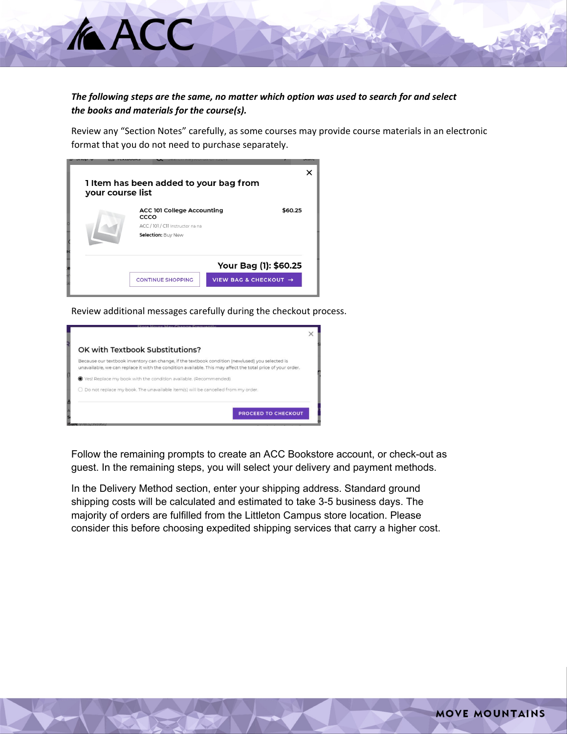***The following steps are the same, no matter which option was used to search for and select the books and materials for the course(s).***

Review any "Section Notes" carefully, as some courses may provide course materials in an electronic format that you do not need to purchase separately.

Review additional messages carefully during the checkout process.

Follow the remaining prompts to create an ACC Bookstore account, or check-out as guest. In the remaining steps, you will select your delivery and payment methods.

In the Delivery Method section, enter your shipping address. Standard ground shipping costs will be calculated and estimated to take 3-5 business days. The majority of orders are fulfilled from the Littleton Campus store location. Please consider this before choosing expedited shipping services that carry a higher cost.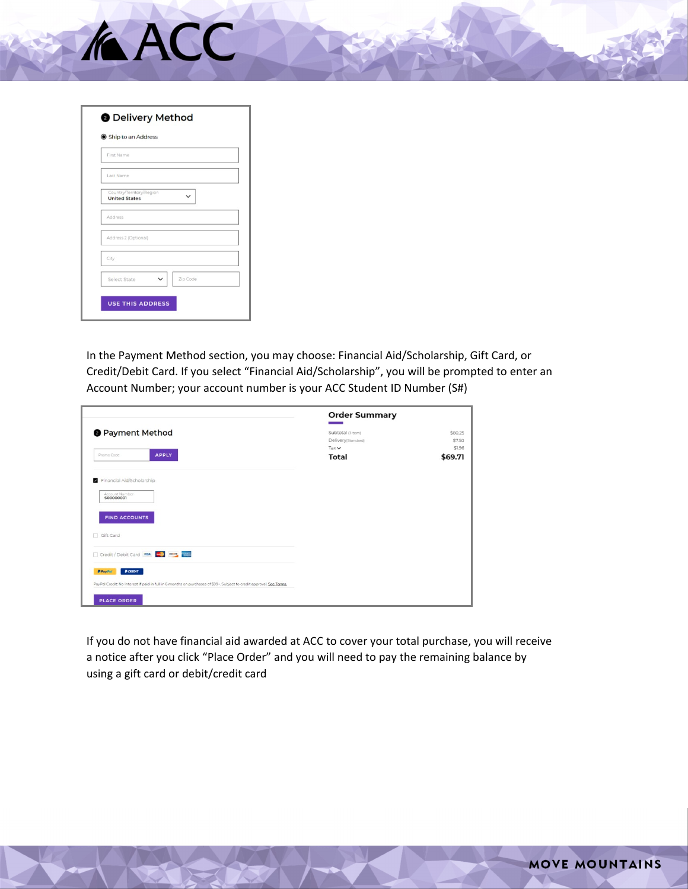**2 Delivery Method**

Ship to an Address

First Name

Last Name

Country/Territory/Region: United States

Address

Address 2 (Optional)

City

Select State | Zip Code

USE THIS ADDRESS

In the Payment Method section, you may choose: Financial Aid/Scholarship, Gift Card, or Credit/Debit Card. If you select “Financial Aid/Scholarship”, you will be prompted to enter an Account Number; your account number is your ACC Student ID Number (S#)

**2 Payment Method**

Promo Code | APPLY

Financial Aid/Scholarship

Account Number: S00000001

FIND ACCOUNTS

Gift Card

Credit / Debit Card

PayPal | CREDIT

PayPal Credit: No Interest if paid in full in 6 months on purchases of $99+. Subject to credit approval. See Terms.

PLACE ORDER

**Order Summary**

| | |
|---|---|
| Subtotal (1 item) | $60.25 |
| Delivery (Standard) | $7.50 |
| Tax | $1.96 |
| **Total** | **$69.71** |

If you do not have financial aid awarded at ACC to cover your total purchase, you will receive a notice after you click “Place Order” and you will need to pay the remaining balance by using a gift card or debit/credit card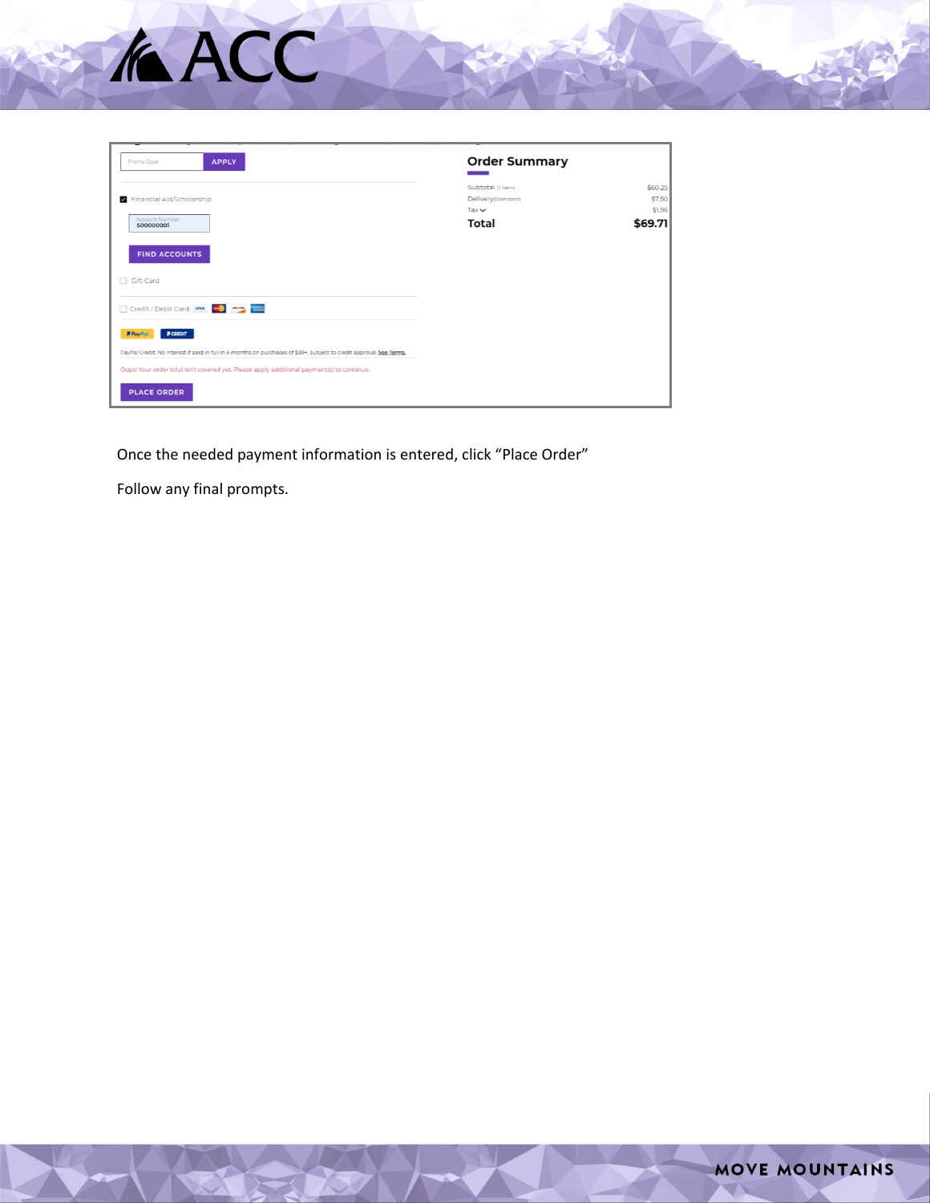Promo Code APPLY

Financial Aid/Scholarship

Account Number
S00000001

FIND ACCOUNTS

Gift Card

Credit / Debit Card

PayPal Credit: No Interest if paid in full in 6 months on purchases of $99+. Subject to credit approval. See Terms.

Oops! Your order total isn't covered yet. Please apply additional payment(s) to continue.

PLACE ORDER

**Order Summary**

| | |
|---|---|
| Subtotal (1 item) | $60.25 |
| Delivery (Standard) | $7.50 |
| Tax | $1.96 |
| **Total** | **$69.71** |

Once the needed payment information is entered, click "Place Order"

Follow any final prompts.